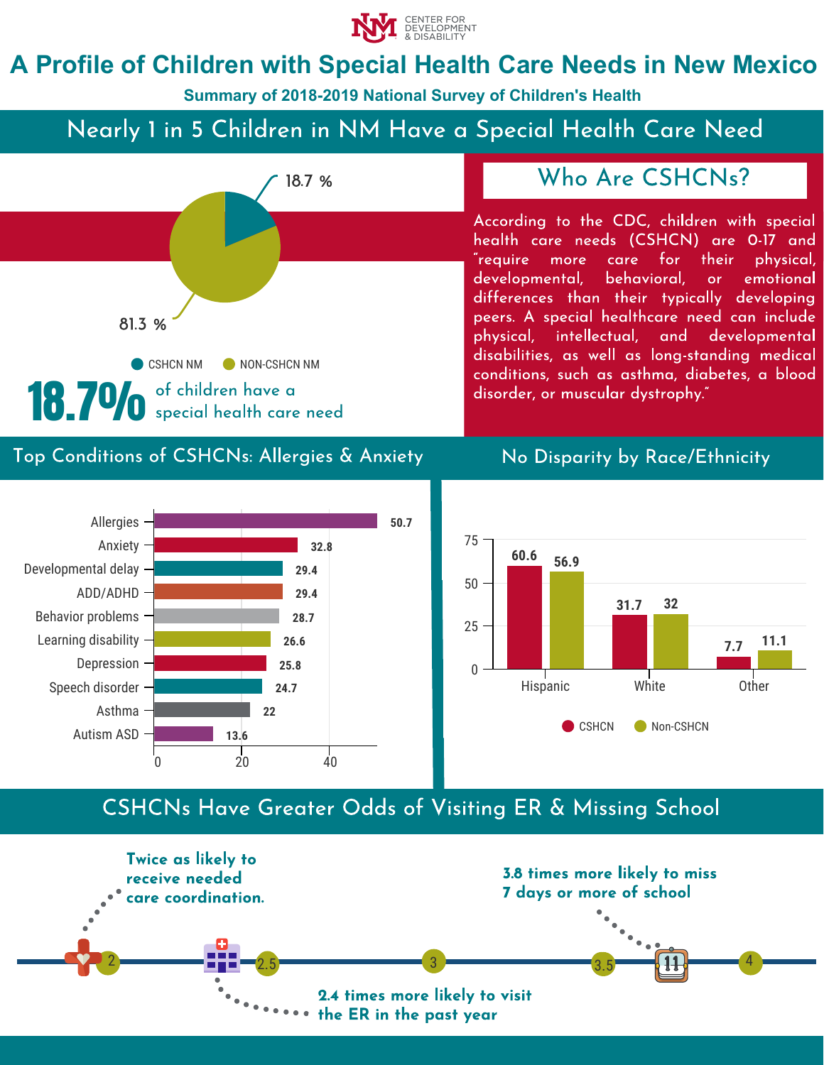CENTER FOR DEVELOPMENT & DISABILITY

# A Profile of Children with Special Health Care Needs in New Mexico

**Summary of 2018-2019 National Survey of Children's Health**

## Nearly 1 in 5 Children in NM Have a Special Health Care Need

| | Percent |
|---|---|
| CSHCN NM | 18.7 % |
| NON-CSHCN NM | 81.3 % |

**18.7%** of children have a special health care need

## Who Are CSHCNs?

According to the CDC, children with special health care needs (CSHCN) are 0-17 and "require more care for their physical, developmental, behavioral, or emotional differences than their typically developing peers. A special healthcare need can include physical, intellectual, and developmental disabilities, as well as long-standing medical conditions, such as asthma, diabetes, a blood disorder, or muscular dystrophy."

## Top Conditions of CSHCNs: Allergies & Anxiety

| Condition | Percent |
|---|---|
| Allergies | 50.7 |
| Anxiety | 32.8 |
| Developmental delay | 29.4 |
| ADD/ADHD | 29.4 |
| Behavior problems | 28.7 |
| Learning disability | 26.6 |
| Depression | 25.8 |
| Speech disorder | 24.7 |
| Asthma | 22 |
| Autism ASD | 13.6 |

## No Disparity by Race/Ethnicity

| | CSHCN | Non-CSHCN |
|---|---|---|
| Hispanic | 60.6 | 56.9 |
| White | 31.7 | 32 |
| Other | 7.7 | 11.1 |

## CSHCNs Have Greater Odds of Visiting ER & Missing School

- **Twice as likely to receive needed care coordination.**
- **2.4 times more likely to visit the ER in the past year**
- **3.8 times more likely to miss 7 days or more of school**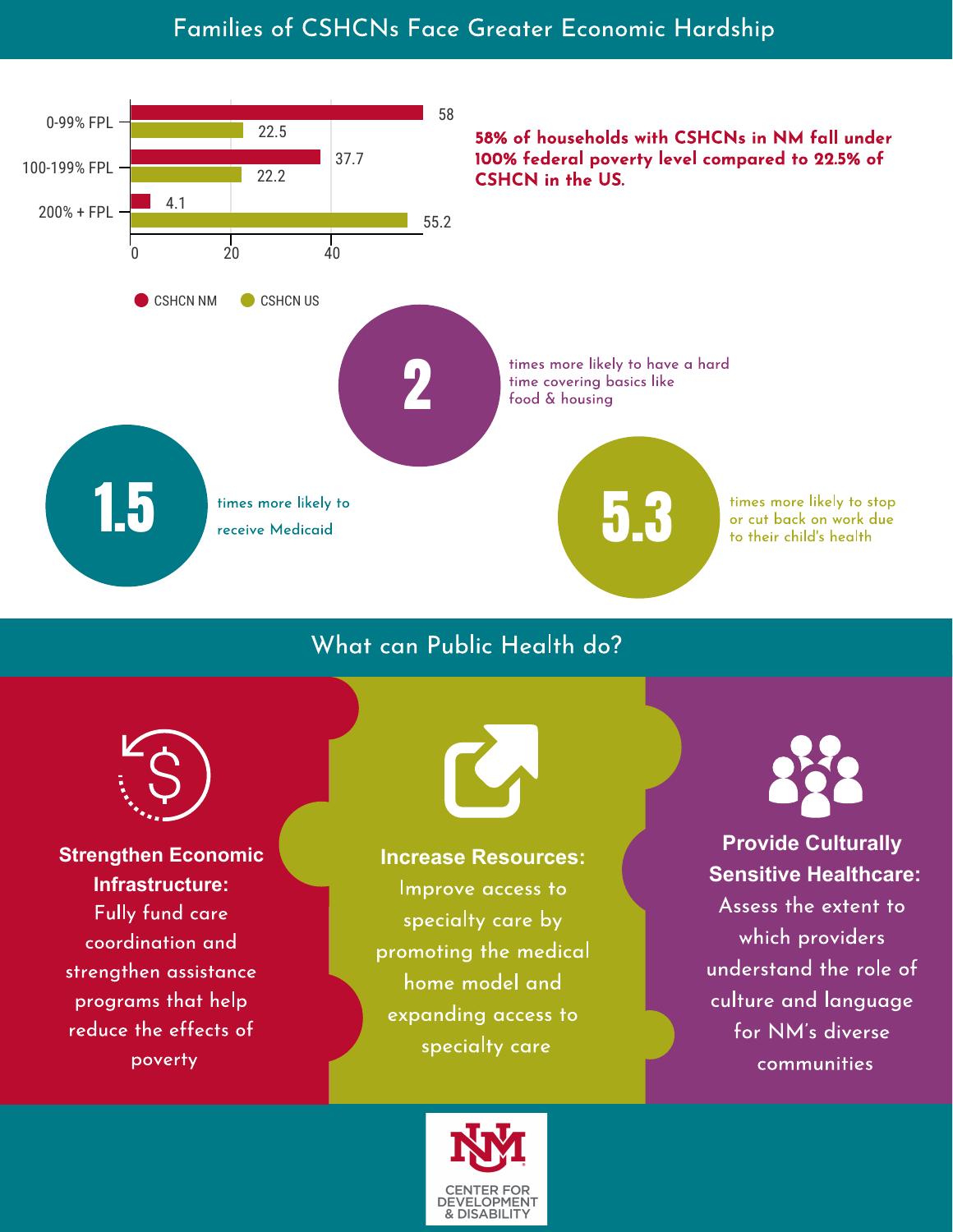# Families of CSHCNs Face Greater Economic Hardship

0-99% FPL
58
22.5

100-199% FPL
37.7
22.2

200% + FPL
4.1
55.2

0
20
40

CSHCN NM
CSHCN US

**58% of households with CSHCNs in NM fall under 100% federal poverty level compared to 22.5% of CSHCN in the US.**

**2** times more likely to have a hard time covering basics like food & housing

**1.5** times more likely to receive Medicaid

**5.3** times more likely to stop or cut back on work due to their child's health

## What can Public Health do?

**Strengthen Economic Infrastructure:** Fully fund care coordination and strengthen assistance programs that help reduce the effects of poverty

**Increase Resources:** Improve access to specialty care by promoting the medical home model and expanding access to specialty care

**Provide Culturally Sensitive Healthcare:** Assess the extent to which providers understand the role of culture and language for NM's diverse communities

CENTER FOR DEVELOPMENT & DISABILITY